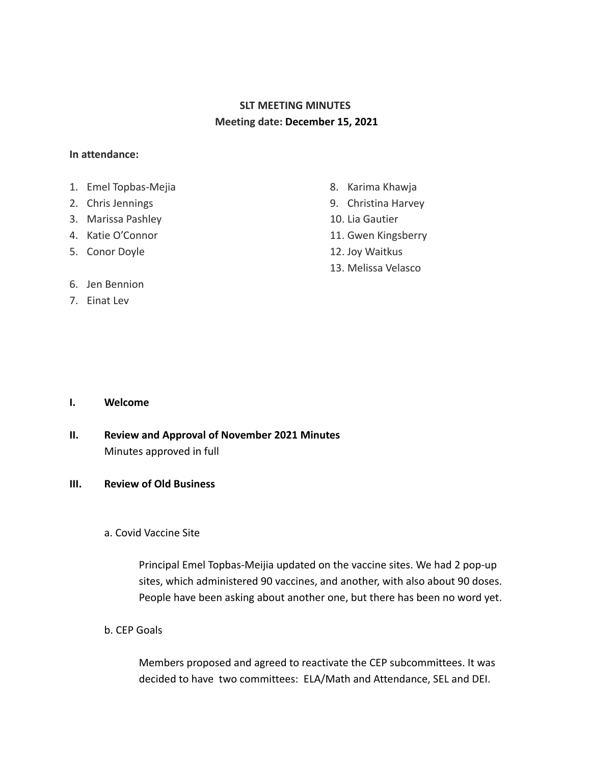**SLT MEETING MINUTES**
**Meeting date: December 15, 2021**

**In attendance:**

1. Emel Topbas-Mejia
2. Chris Jennings
3. Marissa Pashley
4. Katie O'Connor
5. Conor Doyle
6. Jen Bennion
7. Einat Lev
8. Karima Khawja
9. Christina Harvey
10. Lia Gautier
11. Gwen Kingsberry
12. Joy Waitkus
13. Melissa Velasco

**I. Welcome**

**II. Review and Approval of November 2021 Minutes**
Minutes approved in full

**III. Review of Old Business**

a. Covid Vaccine Site

Principal Emel Topbas-Meijia updated on the vaccine sites. We had 2 pop-up sites, which administered 90 vaccines, and another, with also about 90 doses. People have been asking about another one, but there has been no word yet.

b. CEP Goals

Members proposed and agreed to reactivate the CEP subcommittees. It was decided to have two committees: ELA/Math and Attendance, SEL and DEI.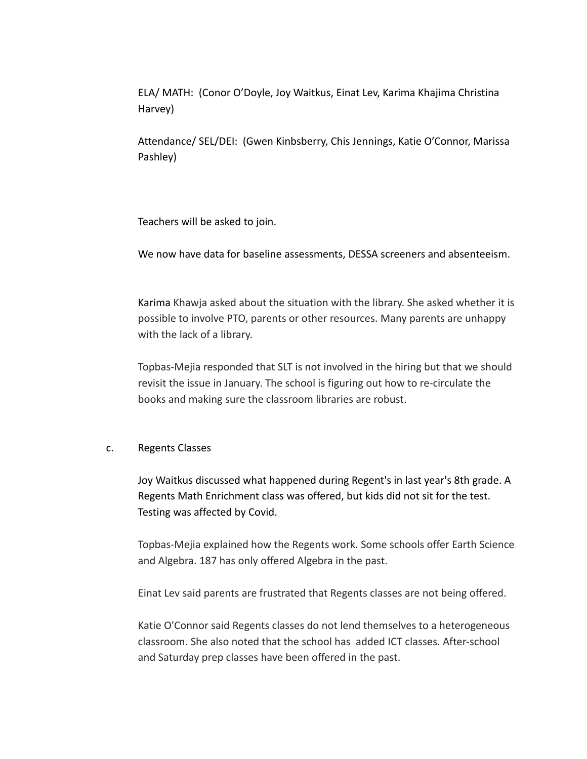ELA/ MATH: (Conor O'Doyle, Joy Waitkus, Einat Lev, Karima Khajima Christina Harvey)

Attendance/ SEL/DEI: (Gwen Kinbsberry, Chis Jennings, Katie O'Connor, Marissa Pashley)

Teachers will be asked to join.

We now have data for baseline assessments, DESSA screeners and absenteeism.

Karima Khawja asked about the situation with the library. She asked whether it is possible to involve PTO, parents or other resources. Many parents are unhappy with the lack of a library.

Topbas-Mejia responded that SLT is not involved in the hiring but that we should revisit the issue in January. The school is figuring out how to re-circulate the books and making sure the classroom libraries are robust.

c. Regents Classes

Joy Waitkus discussed what happened during Regent's in last year's 8th grade. A Regents Math Enrichment class was offered, but kids did not sit for the test. Testing was affected by Covid.

Topbas-Mejia explained how the Regents work. Some schools offer Earth Science and Algebra. 187 has only offered Algebra in the past.

Einat Lev said parents are frustrated that Regents classes are not being offered.

Katie O'Connor said Regents classes do not lend themselves to a heterogeneous classroom. She also noted that the school has added ICT classes. After-school and Saturday prep classes have been offered in the past.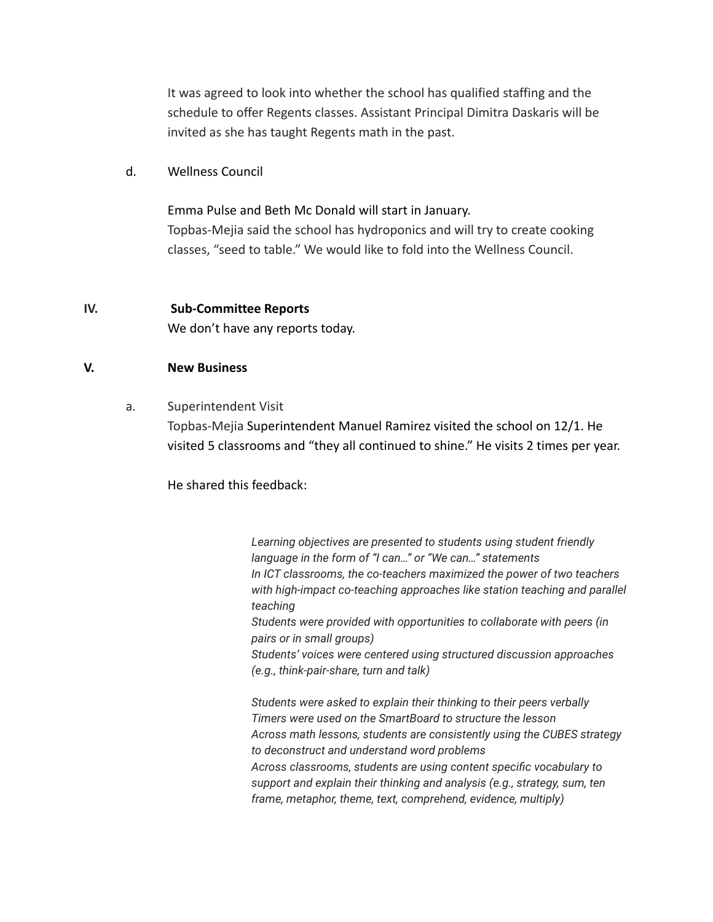It was agreed to look into whether the school has qualified staffing and the schedule to offer Regents classes. Assistant Principal Dimitra Daskaris will be invited as she has taught Regents math in the past.

d. Wellness Council

Emma Pulse and Beth Mc Donald will start in January.
Topbas-Mejia said the school has hydroponics and will try to create cooking classes, "seed to table." We would like to fold into the Wellness Council.

## IV. Sub-Committee Reports

We don't have any reports today.

## V. New Business

a. Superintendent Visit

Topbas-Mejia Superintendent Manuel Ramirez visited the school on 12/1. He visited 5 classrooms and "they all continued to shine." He visits 2 times per year.

He shared this feedback:

> *Learning objectives are presented to students using student friendly language in the form of "I can…" or "We can…" statements*
> *In ICT classrooms, the co-teachers maximized the power of two teachers with high-impact co-teaching approaches like station teaching and parallel teaching*
> *Students were provided with opportunities to collaborate with peers (in pairs or in small groups)*
> *Students' voices were centered using structured discussion approaches (e.g., think-pair-share, turn and talk)*
>
> *Students were asked to explain their thinking to their peers verbally*
> *Timers were used on the SmartBoard to structure the lesson*
> *Across math lessons, students are consistently using the CUBES strategy to deconstruct and understand word problems*
> *Across classrooms, students are using content specific vocabulary to support and explain their thinking and analysis (e.g., strategy, sum, ten frame, metaphor, theme, text, comprehend, evidence, multiply)*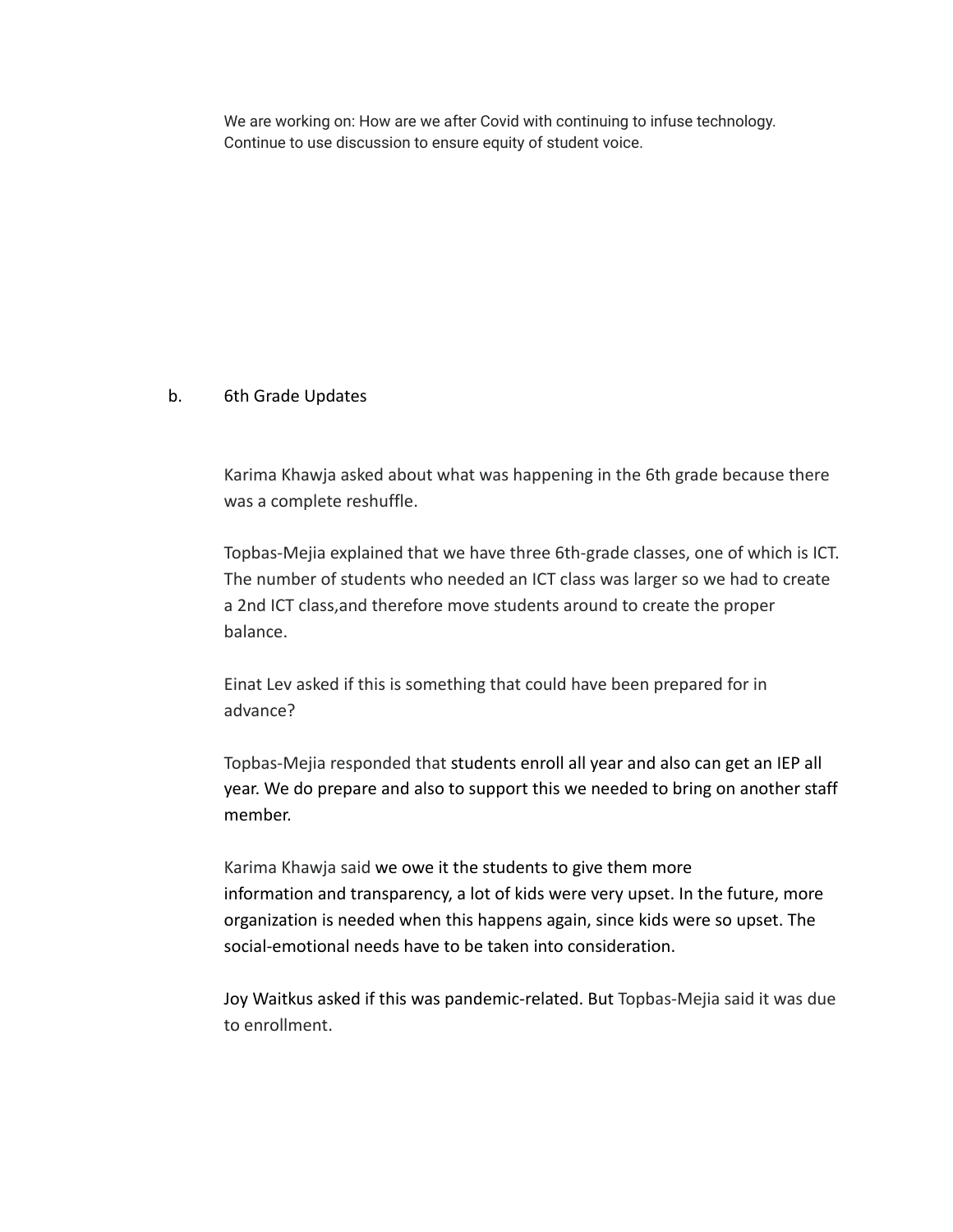We are working on: How are we after Covid with continuing to infuse technology. Continue to use discussion to ensure equity of student voice.

b. 6th Grade Updates

Karima Khawja asked about what was happening in the 6th grade because there was a complete reshuffle.

Topbas-Mejia explained that we have three 6th-grade classes, one of which is ICT. The number of students who needed an ICT class was larger so we had to create a 2nd ICT class,and therefore move students around to create the proper balance.

Einat Lev asked if this is something that could have been prepared for in advance?

Topbas-Mejia responded that students enroll all year and also can get an IEP all year. We do prepare and also to support this we needed to bring on another staff member.

Karima Khawja said we owe it the students to give them more information and transparency, a lot of kids were very upset. In the future, more organization is needed when this happens again, since kids were so upset. The social-emotional needs have to be taken into consideration.

Joy Waitkus asked if this was pandemic-related. But Topbas-Mejia said it was due to enrollment.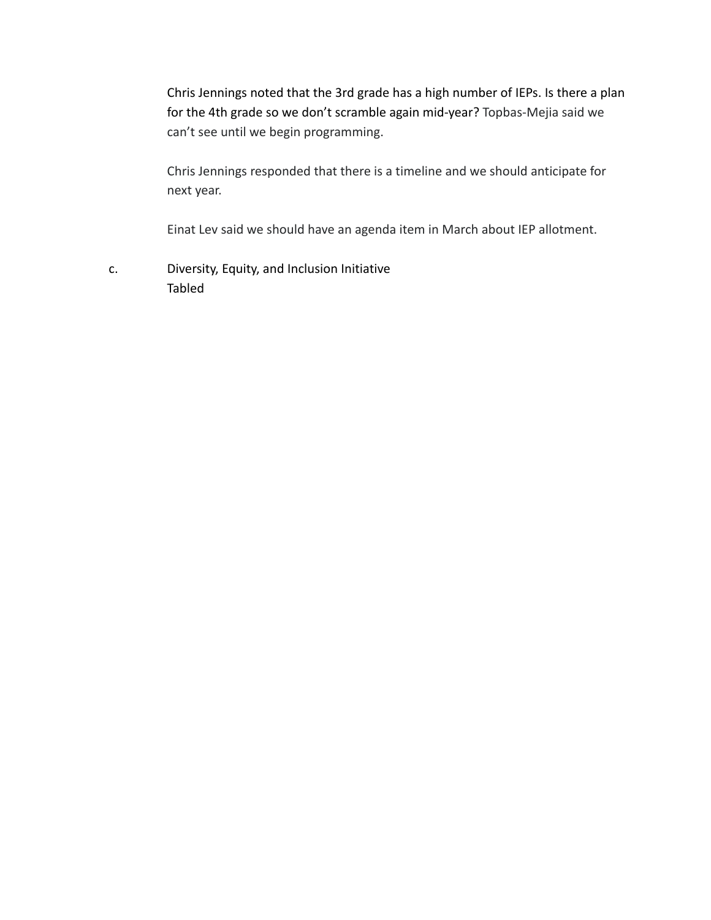Chris Jennings noted that the 3rd grade has a high number of IEPs. Is there a plan for the 4th grade so we don't scramble again mid-year? Topbas-Mejia said we can't see until we begin programming.

Chris Jennings responded that there is a timeline and we should anticipate for next year.

Einat Lev said we should have an agenda item in March about IEP allotment.

c. Diversity, Equity, and Inclusion Initiative
Tabled